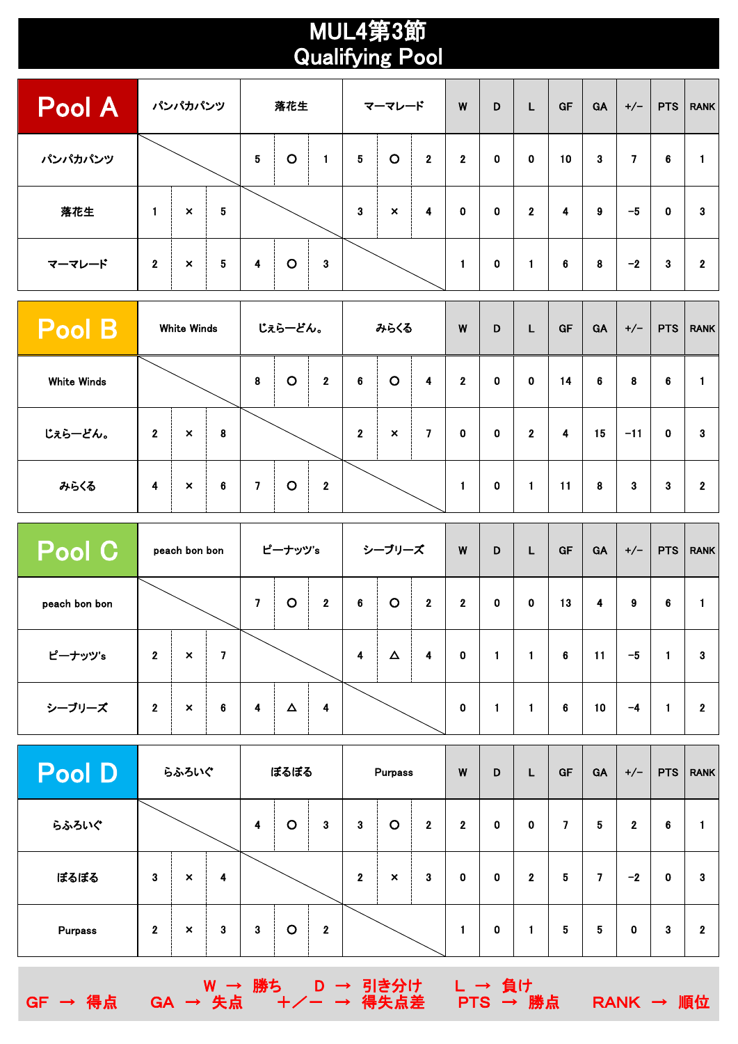# MUL4第3節
# Qualifying Pool

| Pool A | パンパカパンツ | | | 落花生 | | | マーマレード | | | W | D | L | GF | GA | +/− | PTS | RANK |
|---|---|---|---|---|---|---|---|---|---|---|---|---|---|---|---|---|---|
| パンパカパンツ | | | | 5 | ○ | 1 | 5 | ○ | 2 | 2 | 0 | 0 | 10 | 3 | 7 | 6 | 1 |
| 落花生 | 1 | × | 5 | | | | 3 | × | 4 | 0 | 0 | 2 | 4 | 9 | −5 | 0 | 3 |
| マーマレード | 2 | × | 5 | 4 | ○ | 3 | | | | 1 | 0 | 1 | 6 | 8 | −2 | 3 | 2 |

| Pool B | White Winds | | | じぇらーどん。 | | | みらくる | | | W | D | L | GF | GA | +/− | PTS | RANK |
|---|---|---|---|---|---|---|---|---|---|---|---|---|---|---|---|---|---|
| White Winds | | | | 8 | ○ | 2 | 6 | ○ | 4 | 2 | 0 | 0 | 14 | 6 | 8 | 6 | 1 |
| じぇらーどん。 | 2 | × | 8 | | | | 2 | × | 7 | 0 | 0 | 2 | 4 | 15 | −11 | 0 | 3 |
| みらくる | 4 | × | 6 | 7 | ○ | 2 | | | | 1 | 0 | 1 | 11 | 8 | 3 | 3 | 2 |

| Pool C | peach bon bon | | | ピーナッツ's | | | シーブリーズ | | | W | D | L | GF | GA | +/− | PTS | RANK |
|---|---|---|---|---|---|---|---|---|---|---|---|---|---|---|---|---|---|
| peach bon bon | | | | 7 | ○ | 2 | 6 | ○ | 2 | 2 | 0 | 0 | 13 | 4 | 9 | 6 | 1 |
| ピーナッツ's | 2 | × | 7 | | | | 4 | △ | 4 | 0 | 1 | 1 | 6 | 11 | −5 | 1 | 3 |
| シーブリーズ | 2 | × | 6 | 4 | △ | 4 | | | | 0 | 1 | 1 | 6 | 10 | −4 | 1 | 2 |

| Pool D | らふろいぐ | | | ぽるぽる | | | Purpass | | | W | D | L | GF | GA | +/− | PTS | RANK |
|---|---|---|---|---|---|---|---|---|---|---|---|---|---|---|---|---|---|
| らふろいぐ | | | | 4 | ○ | 3 | 3 | ○ | 2 | 2 | 0 | 0 | 7 | 5 | 2 | 6 | 1 |
| ぽるぽる | 3 | × | 4 | | | | 2 | × | 3 | 0 | 0 | 2 | 5 | 7 | −2 | 0 | 3 |
| Purpass | 2 | × | 3 | 3 | ○ | 2 | | | | 1 | 0 | 1 | 5 | 5 | 0 | 3 | 2 |

W → 勝ち　D → 引き分け　L → 負け
GF → 得点　GA → 失点　＋／ー → 得失点差　PTS → 勝点　RANK → 順位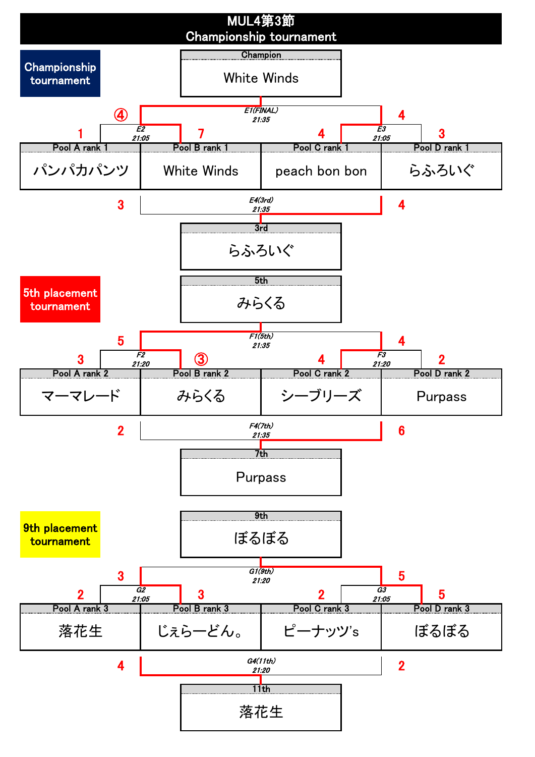# MUL4第3節
## Championship tournament

### Championship tournament

**Champion:** White Winds

| Match | Time | Team | Score | Team | Score |
|---|---|---|---|---|---|
| E2 | 21:05 | Pool A rank 1 パンパカパンツ | 1 | Pool B rank 1 White Winds | 7 |
| E3 | 21:05 | Pool C rank 1 peach bon bon | 4 | Pool D rank 1 らふろいぐ | 3 |
| E1(FINAL) | 21:35 | White Winds | ④ | peach bon bon | 4 |
| E4(3rd) | 21:35 | パンパカパンツ | 3 | らふろいぐ | 4 |

**3rd:** らふろいぐ

### 5th placement tournament

**5th:** みらくる

| Match | Time | Team | Score | Team | Score |
|---|---|---|---|---|---|
| F2 | 21:20 | Pool A rank 2 マーマレード | 3 | Pool B rank 2 みらくる | ③ |
| F3 | 21:20 | Pool C rank 2 シーブリーズ | 4 | Pool D rank 2 Purpass | 2 |
| F1(5th) | 21:35 | みらくる | 5 | シーブリーズ | 4 |
| F4(7th) | 21:35 | マーマレード | 2 | Purpass | 6 |

**7th:** Purpass

### 9th placement tournament

**9th:** ぼるぼる

| Match | Time | Team | Score | Team | Score |
|---|---|---|---|---|---|
| G2 | 21:05 | Pool A rank 3 落花生 | 2 | Pool B rank 3 じぇらーどん。 | 3 |
| G3 | 21:05 | Pool C rank 3 ピーナッツ's | 2 | Pool D rank 3 ぼるぼる | 5 |
| G1(9th) | 21:20 | じぇらーどん。 | 3 | ぼるぼる | 5 |
| G4(11th) | 21:20 | 落花生 | 4 | ピーナッツ's | 2 |

**11th:** 落花生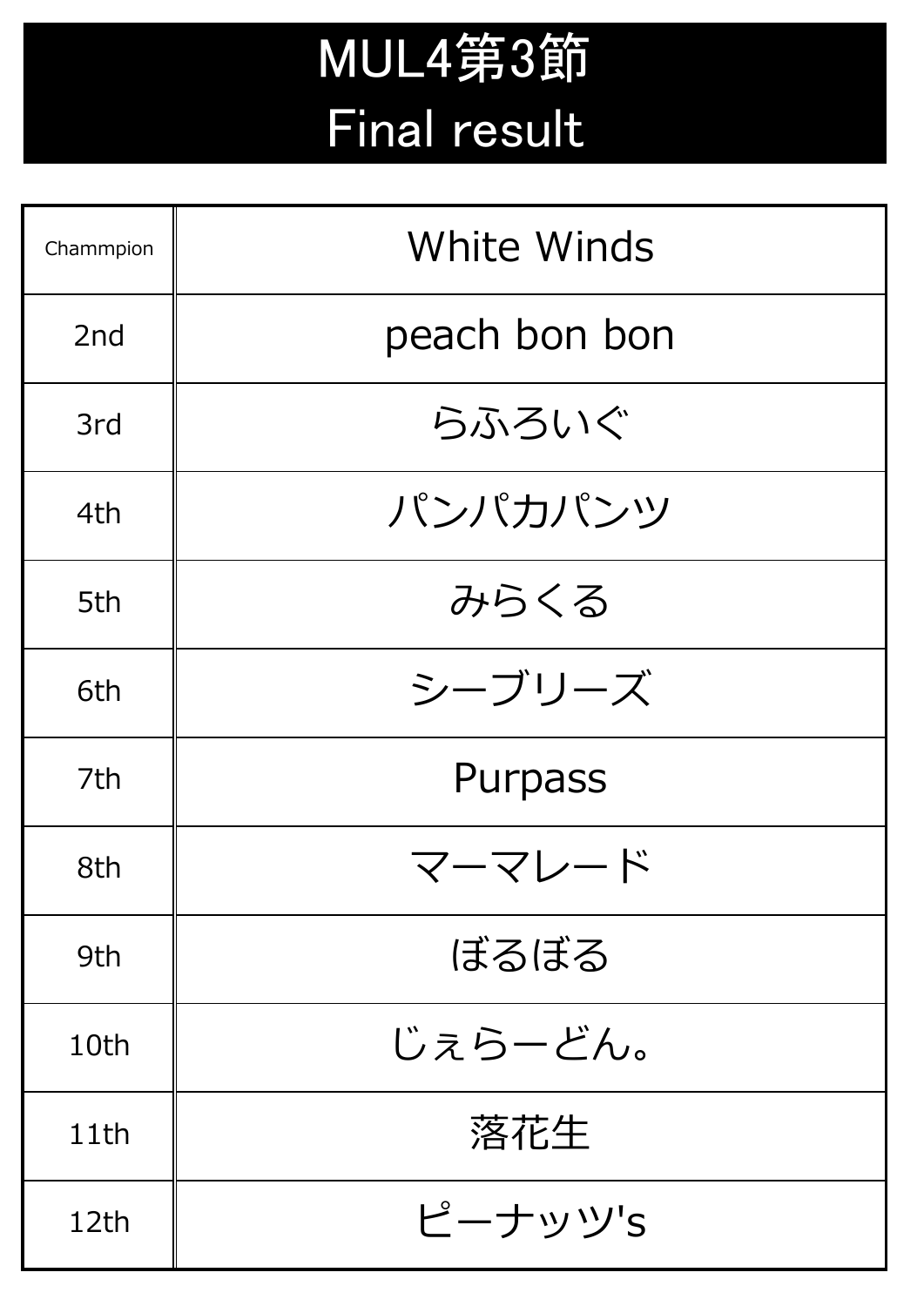# MUL4第3節
# Final result

| | |
|---|---|
| Chammpion | White Winds |
| 2nd | peach bon bon |
| 3rd | らふろいぐ |
| 4th | パンパカパンツ |
| 5th | みらくる |
| 6th | シーブリーズ |
| 7th | Purpass |
| 8th | マーマレード |
| 9th | ぼるぼる |
| 10th | じぇらーどん。 |
| 11th | 落花生 |
| 12th | ピーナッツ's |